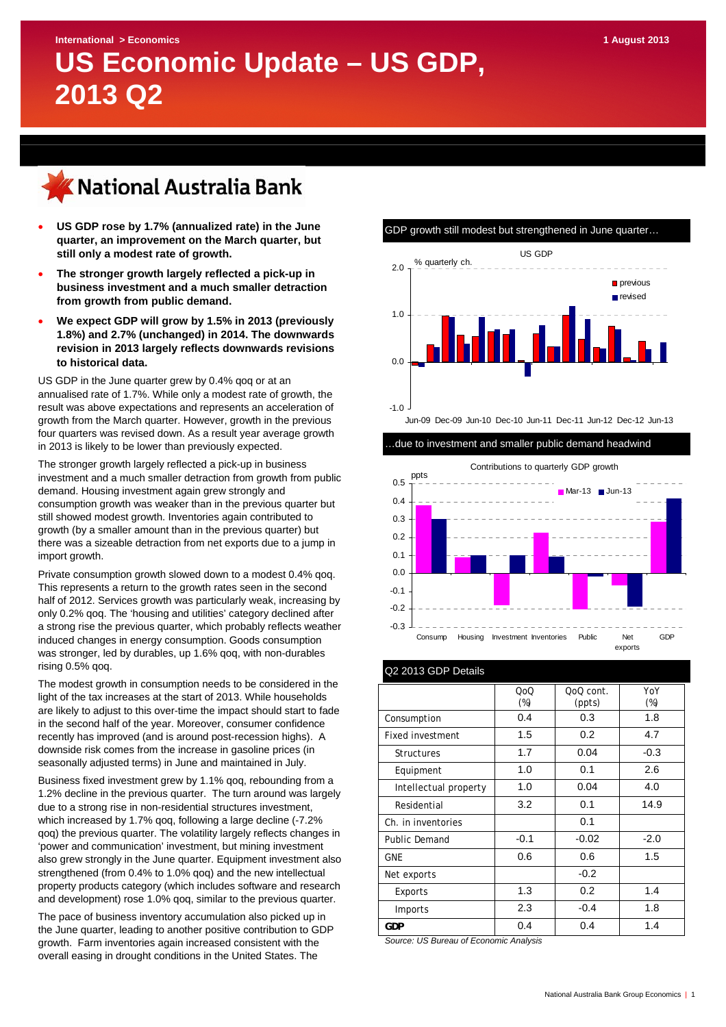International > Economics

1 August 2013

# US Economic Update – US GDP, 2013 Q2

National Australia Bank

- **US GDP rose by 1.7% (annualized rate) in the June quarter, an improvement on the March quarter, but still only a modest rate of growth.**
- **The stronger growth largely reflected a pick-up in business investment and a much smaller detraction from growth from public demand.**
- **We expect GDP will grow by 1.5% in 2013 (previously 1.8%) and 2.7% (unchanged) in 2014. The downwards revision in 2013 largely reflects downwards revisions to historical data.**

US GDP in the June quarter grew by 0.4% qoq or at an annualised rate of 1.7%. While only a modest rate of growth, the result was above expectations and represents an acceleration of growth from the March quarter. However, growth in the previous four quarters was revised down. As a result year average growth in 2013 is likely to be lower than previously expected.

The stronger growth largely reflected a pick-up in business investment and a much smaller detraction from growth from public demand. Housing investment again grew strongly and consumption growth was weaker than in the previous quarter but still showed modest growth. Inventories again contributed to growth (by a smaller amount than in the previous quarter) but there was a sizeable detraction from net exports due to a jump in import growth.

Private consumption growth slowed down to a modest 0.4% qoq. This represents a return to the growth rates seen in the second half of 2012. Services growth was particularly weak, increasing by only 0.2% qoq. The 'housing and utilities' category declined after a strong rise the previous quarter, which probably reflects weather induced changes in energy consumption. Goods consumption was stronger, led by durables, up 1.6% qoq, with non-durables rising 0.5% qoq.

The modest growth in consumption needs to be considered in the light of the tax increases at the start of 2013. While households are likely to adjust to this over-time the impact should start to fade in the second half of the year. Moreover, consumer confidence recently has improved (and is around post-recession highs). A downside risk comes from the increase in gasoline prices (in seasonally adjusted terms) in June and maintained in July.

Business fixed investment grew by 1.1% qoq, rebounding from a 1.2% decline in the previous quarter. The turn around was largely due to a strong rise in non-residential structures investment, which increased by 1.7% qoq, following a large decline (-7.2% qoq) the previous quarter. The volatility largely reflects changes in 'power and communication' investment, but mining investment also grew strongly in the June quarter. Equipment investment also strengthened (from 0.4% to 1.0% qoq) and the new intellectual property products category (which includes software and research and development) rose 1.0% qoq, similar to the previous quarter.

The pace of business inventory accumulation also picked up in the June quarter, leading to another positive contribution to GDP growth. Farm inventories again increased consistent with the overall easing in drought conditions in the United States. The

GDP growth still modest but strengthened in June quarter…

…due to investment and smaller public demand headwind

Q2 2013 GDP Details

| | QoQ (%) | QoQ cont. (ppts) | YoY (%) |
|---|---|---|---|
| Consumption | 0.4 | 0.3 | 1.8 |
| Fixed investment | 1.5 | 0.2 | 4.7 |
| Structures | 1.7 | 0.04 | -0.3 |
| Equipment | 1.0 | 0.1 | 2.6 |
| Intellectual property | 1.0 | 0.04 | 4.0 |
| Residential | 3.2 | 0.1 | 14.9 |
| Ch. in inventories | | 0.1 | |
| Public Demand | -0.1 | -0.02 | -2.0 |
| GNE | 0.6 | 0.6 | 1.5 |
| Net exports | | -0.2 | |
| Exports | 1.3 | 0.2 | 1.4 |
| Imports | 2.3 | -0.4 | 1.8 |
| **GDP** | 0.4 | 0.4 | 1.4 |

*Source: US Bureau of Economic Analysis*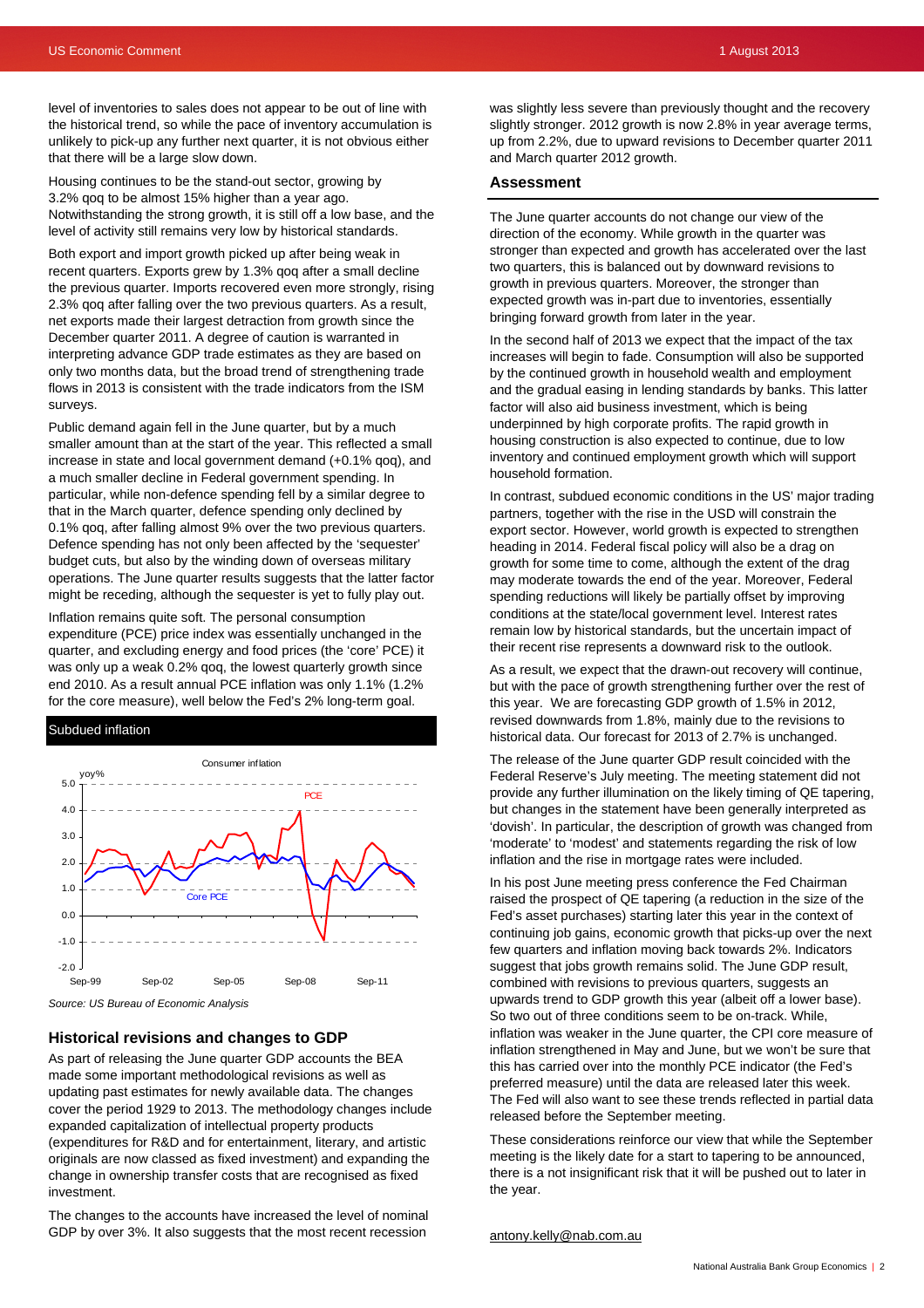level of inventories to sales does not appear to be out of line with the historical trend, so while the pace of inventory accumulation is unlikely to pick-up any further next quarter, it is not obvious either that there will be a large slow down.

Housing continues to be the stand-out sector, growing by 3.2% qoq to be almost 15% higher than a year ago. Notwithstanding the strong growth, it is still off a low base, and the level of activity still remains very low by historical standards.

Both export and import growth picked up after being weak in recent quarters. Exports grew by 1.3% qoq after a small decline the previous quarter. Imports recovered even more strongly, rising 2.3% qoq after falling over the two previous quarters. As a result, net exports made their largest detraction from growth since the December quarter 2011. A degree of caution is warranted in interpreting advance GDP trade estimates as they are based on only two months data, but the broad trend of strengthening trade flows in 2013 is consistent with the trade indicators from the ISM surveys.

Public demand again fell in the June quarter, but by a much smaller amount than at the start of the year. This reflected a small increase in state and local government demand (+0.1% qoq), and a much smaller decline in Federal government spending. In particular, while non-defence spending fell by a similar degree to that in the March quarter, defence spending only declined by 0.1% qoq, after falling almost 9% over the two previous quarters. Defence spending has not only been affected by the 'sequester' budget cuts, but also by the winding down of overseas military operations. The June quarter results suggests that the latter factor might be receding, although the sequester is yet to fully play out.

Inflation remains quite soft. The personal consumption expenditure (PCE) price index was essentially unchanged in the quarter, and excluding energy and food prices (the 'core' PCE) it was only up a weak 0.2% qoq, the lowest quarterly growth since end 2010. As a result annual PCE inflation was only 1.1% (1.2% for the core measure), well below the Fed's 2% long-term goal.

**Subdued inflation**

Source: US Bureau of Economic Analysis

## Historical revisions and changes to GDP

As part of releasing the June quarter GDP accounts the BEA made some important methodological revisions as well as updating past estimates for newly available data. The changes cover the period 1929 to 2013. The methodology changes include expanded capitalization of intellectual property products (expenditures for R&D and for entertainment, literary, and artistic originals are now classed as fixed investment) and expanding the change in ownership transfer costs that are recognised as fixed investment.

The changes to the accounts have increased the level of nominal GDP by over 3%. It also suggests that the most recent recession was slightly less severe than previously thought and the recovery slightly stronger. 2012 growth is now 2.8% in year average terms, up from 2.2%, due to upward revisions to December quarter 2011 and March quarter 2012 growth.

## Assessment

The June quarter accounts do not change our view of the direction of the economy. While growth in the quarter was stronger than expected and growth has accelerated over the last two quarters, this is balanced out by downward revisions to growth in previous quarters. Moreover, the stronger than expected growth was in-part due to inventories, essentially bringing forward growth from later in the year.

In the second half of 2013 we expect that the impact of the tax increases will begin to fade. Consumption will also be supported by the continued growth in household wealth and employment and the gradual easing in lending standards by banks. This latter factor will also aid business investment, which is being underpinned by high corporate profits. The rapid growth in housing construction is also expected to continue, due to low inventory and continued employment growth which will support household formation.

In contrast, subdued economic conditions in the US' major trading partners, together with the rise in the USD will constrain the export sector. However, world growth is expected to strengthen heading in 2014. Federal fiscal policy will also be a drag on growth for some time to come, although the extent of the drag may moderate towards the end of the year. Moreover, Federal spending reductions will likely be partially offset by improving conditions at the state/local government level. Interest rates remain low by historical standards, but the uncertain impact of their recent rise represents a downward risk to the outlook.

As a result, we expect that the drawn-out recovery will continue, but with the pace of growth strengthening further over the rest of this year. We are forecasting GDP growth of 1.5% in 2012, revised downwards from 1.8%, mainly due to the revisions to historical data. Our forecast for 2013 of 2.7% is unchanged.

The release of the June quarter GDP result coincided with the Federal Reserve's July meeting. The meeting statement did not provide any further illumination on the likely timing of QE tapering, but changes in the statement have been generally interpreted as 'dovish'. In particular, the description of growth was changed from 'moderate' to 'modest' and statements regarding the risk of low inflation and the rise in mortgage rates were included.

In his post June meeting press conference the Fed Chairman raised the prospect of QE tapering (a reduction in the size of the Fed's asset purchases) starting later this year in the context of continuing job gains, economic growth that picks-up over the next few quarters and inflation moving back towards 2%. Indicators suggest that jobs growth remains solid. The June GDP result, combined with revisions to previous quarters, suggests an upwards trend to GDP growth this year (albeit off a lower base). So two out of three conditions seem to be on-track. While, inflation was weaker in the June quarter, the CPI core measure of inflation strengthened in May and June, but we won't be sure that this has carried over into the monthly PCE indicator (the Fed's preferred measure) until the data are released later this week. The Fed will also want to see these trends reflected in partial data released before the September meeting.

These considerations reinforce our view that while the September meeting is the likely date for a start to tapering to be announced, there is a not insignificant risk that it will be pushed out to later in the year.

antony.kelly@nab.com.au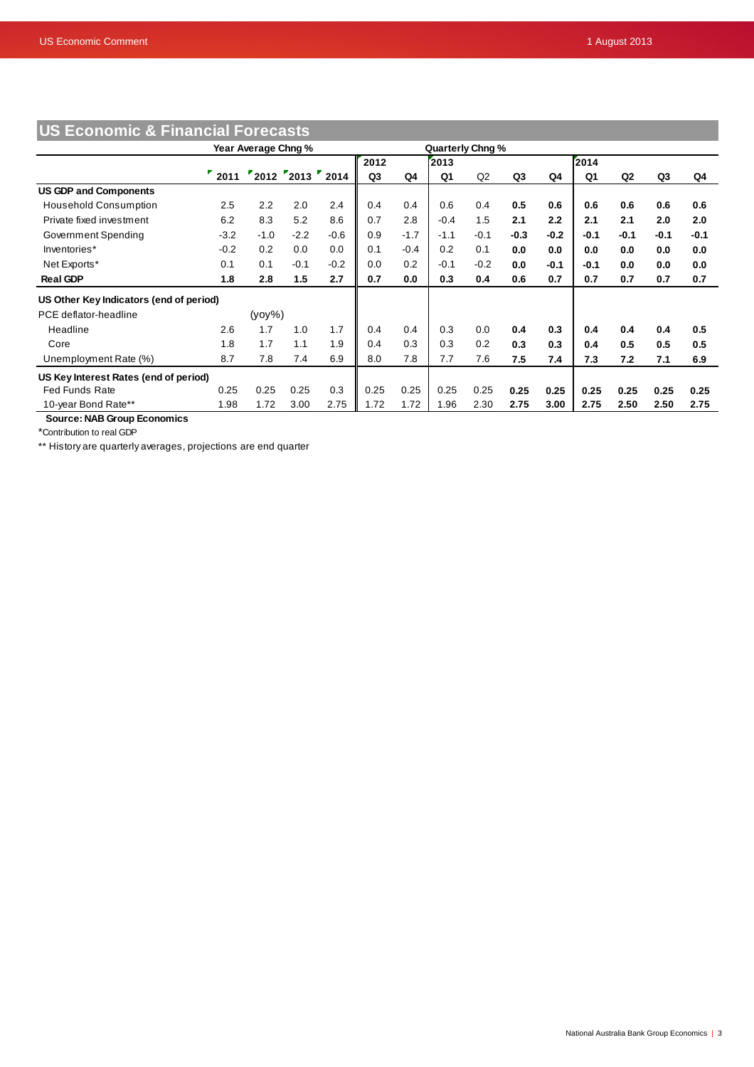## US Economic & Financial Forecasts

| | Year Average Chng % | | | | Quarterly Chng % | | | | | | | | | |
|---|---|---|---|---|---|---|---|---|---|---|---|---|---|---|
| | | | | | 2012 | | 2013 | | | | 2014 | | | |
| | 2011 | 2012 | 2013 | 2014 | Q3 | Q4 | Q1 | Q2 | Q3 | Q4 | Q1 | Q2 | Q3 | Q4 |
| **US GDP and Components** | | | | | | | | | | | | | | |
| Household Consumption | 2.5 | 2.2 | 2.0 | 2.4 | 0.4 | 0.4 | 0.6 | 0.4 | **0.5** | **0.6** | **0.6** | **0.6** | **0.6** | **0.6** |
| Private fixed investment | 6.2 | 8.3 | 5.2 | 8.6 | 0.7 | 2.8 | -0.4 | 1.5 | **2.1** | **2.2** | **2.1** | **2.1** | **2.0** | **2.0** |
| Government Spending | -3.2 | -1.0 | -2.2 | -0.6 | 0.9 | -1.7 | -1.1 | -0.1 | **-0.3** | **-0.2** | **-0.1** | **-0.1** | **-0.1** | **-0.1** |
| Inventories* | -0.2 | 0.2 | 0.0 | 0.0 | 0.1 | -0.4 | 0.2 | 0.1 | **0.0** | **0.0** | **0.0** | **0.0** | **0.0** | **0.0** |
| Net Exports* | 0.1 | 0.1 | -0.1 | -0.2 | 0.0 | 0.2 | -0.1 | -0.2 | **0.0** | **-0.1** | **-0.1** | **0.0** | **0.0** | **0.0** |
| **Real GDP** | **1.8** | **2.8** | **1.5** | **2.7** | **0.7** | **0.0** | **0.3** | **0.4** | **0.6** | **0.7** | **0.7** | **0.7** | **0.7** | **0.7** |
| **US Other Key Indicators (end of period)** | | | | | | | | | | | | | | |
| PCE deflator-headline | | (yoy%) | | | | | | | | | | | | |
| Headline | 2.6 | 1.7 | 1.0 | 1.7 | 0.4 | 0.4 | 0.3 | 0.0 | **0.4** | **0.3** | **0.4** | **0.4** | **0.4** | **0.5** |
| Core | 1.8 | 1.7 | 1.1 | 1.9 | 0.4 | 0.3 | 0.3 | 0.2 | **0.3** | **0.3** | **0.4** | **0.5** | **0.5** | **0.5** |
| Unemployment Rate (%) | 8.7 | 7.8 | 7.4 | 6.9 | 8.0 | 7.8 | 7.7 | 7.6 | **7.5** | **7.4** | **7.3** | **7.2** | **7.1** | **6.9** |
| **US Key Interest Rates (end of period)** | | | | | | | | | | | | | | |
| Fed Funds Rate | 0.25 | 0.25 | 0.25 | 0.3 | 0.25 | 0.25 | 0.25 | 0.25 | **0.25** | **0.25** | **0.25** | **0.25** | **0.25** | **0.25** |
| 10-year Bond Rate** | 1.98 | 1.72 | 3.00 | 2.75 | 1.72 | 1.72 | 1.96 | 2.30 | **2.75** | **3.00** | **2.75** | **2.50** | **2.50** | **2.75** |

**Source: NAB Group Economics**

*Contribution to real GDP

** History are quarterly averages, projections are end quarter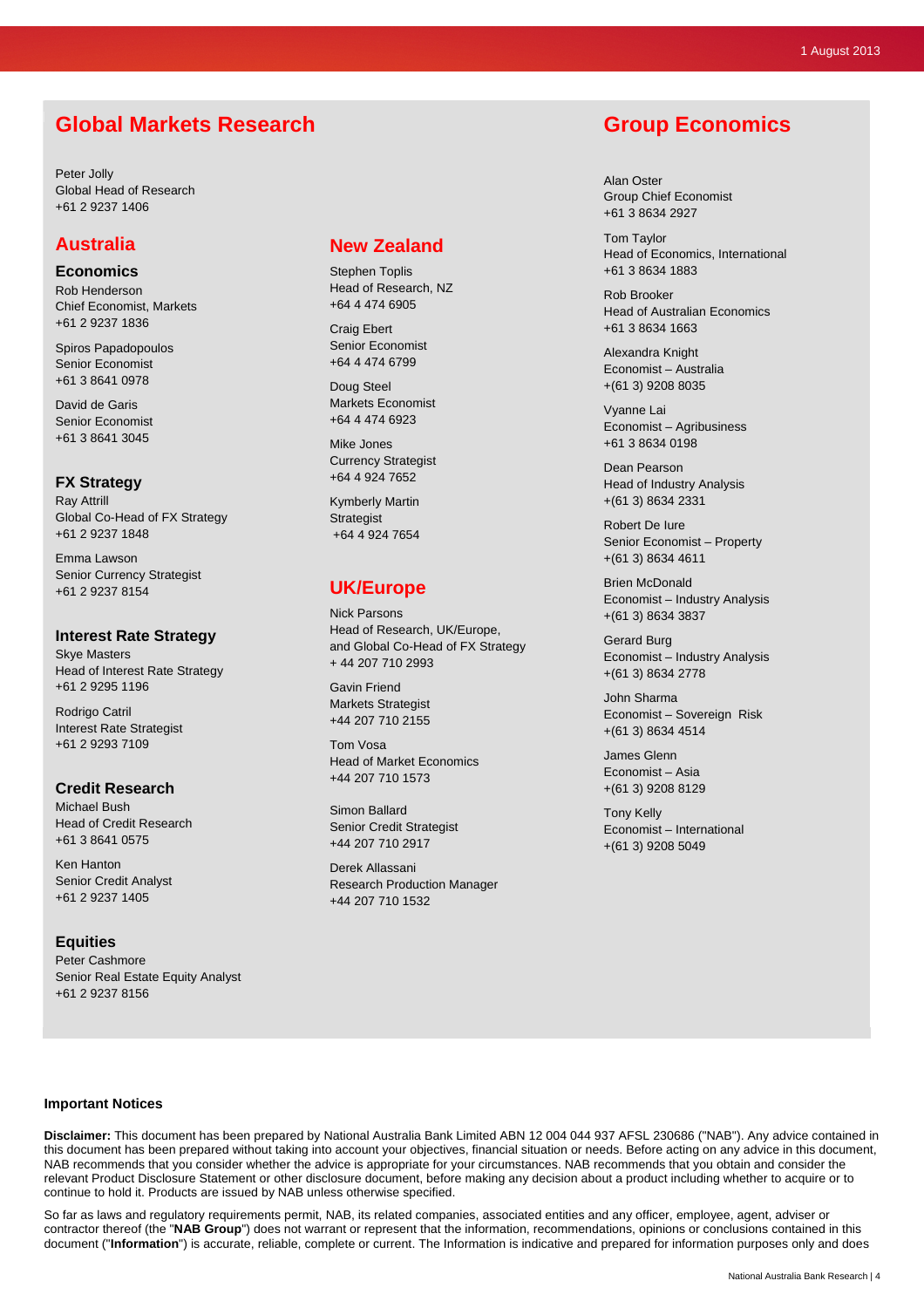## Global Markets Research

Peter Jolly
Global Head of Research
+61 2 9237 1406

### Australia

#### Economics

Rob Henderson
Chief Economist, Markets
+61 2 9237 1836

Spiros Papadopoulos
Senior Economist
+61 3 8641 0978

David de Garis
Senior Economist
+61 3 8641 3045

#### FX Strategy

Ray Attrill
Global Co-Head of FX Strategy
+61 2 9237 1848

Emma Lawson
Senior Currency Strategist
+61 2 9237 8154

#### Interest Rate Strategy

Skye Masters
Head of Interest Rate Strategy
+61 2 9295 1196

Rodrigo Catril
Interest Rate Strategist
+61 2 9293 7109

#### Credit Research

Michael Bush
Head of Credit Research
+61 3 8641 0575

Ken Hanton
Senior Credit Analyst
+61 2 9237 1405

#### Equities

Peter Cashmore
Senior Real Estate Equity Analyst
+61 2 9237 8156

### New Zealand

Stephen Toplis
Head of Research, NZ
+64 4 474 6905

Craig Ebert
Senior Economist
+64 4 474 6799

Doug Steel
Markets Economist
+64 4 474 6923

Mike Jones
Currency Strategist
+64 4 924 7652

Kymberly Martin
Strategist
+64 4 924 7654

### UK/Europe

Nick Parsons
Head of Research, UK/Europe, and Global Co-Head of FX Strategy
+ 44 207 710 2993

Gavin Friend
Markets Strategist
+44 207 710 2155

Tom Vosa
Head of Market Economics
+44 207 710 1573

Simon Ballard
Senior Credit Strategist
+44 207 710 2917

Derek Allassani
Research Production Manager
+44 207 710 1532

## Group Economics

Alan Oster
Group Chief Economist
+61 3 8634 2927

Tom Taylor
Head of Economics, International
+61 3 8634 1883

Rob Brooker
Head of Australian Economics
+61 3 8634 1663

Alexandra Knight
Economist – Australia
+(61 3) 9208 8035

Vyanne Lai
Economist – Agribusiness
+61 3 8634 0198

Dean Pearson
Head of Industry Analysis
+(61 3) 8634 2331

Robert De Iure
Senior Economist – Property
+(61 3) 8634 4611

Brien McDonald
Economist – Industry Analysis
+(61 3) 8634 3837

Gerard Burg
Economist – Industry Analysis
+(61 3) 8634 2778

John Sharma
Economist – Sovereign Risk
+(61 3) 8634 4514

James Glenn
Economist – Asia
+(61 3) 9208 8129

Tony Kelly
Economist – International
+(61 3) 9208 5049

**Important Notices**

**Disclaimer:** This document has been prepared by National Australia Bank Limited ABN 12 004 044 937 AFSL 230686 ("NAB"). Any advice contained in this document has been prepared without taking into account your objectives, financial situation or needs. Before acting on any advice in this document, NAB recommends that you consider whether the advice is appropriate for your circumstances. NAB recommends that you obtain and consider the relevant Product Disclosure Statement or other disclosure document, before making any decision about a product including whether to acquire or to continue to hold it. Products are issued by NAB unless otherwise specified.

So far as laws and regulatory requirements permit, NAB, its related companies, associated entities and any officer, employee, agent, adviser or contractor thereof (the "**NAB Group**") does not warrant or represent that the information, recommendations, opinions or conclusions contained in this document ("**Information**") is accurate, reliable, complete or current. The Information is indicative and prepared for information purposes only and does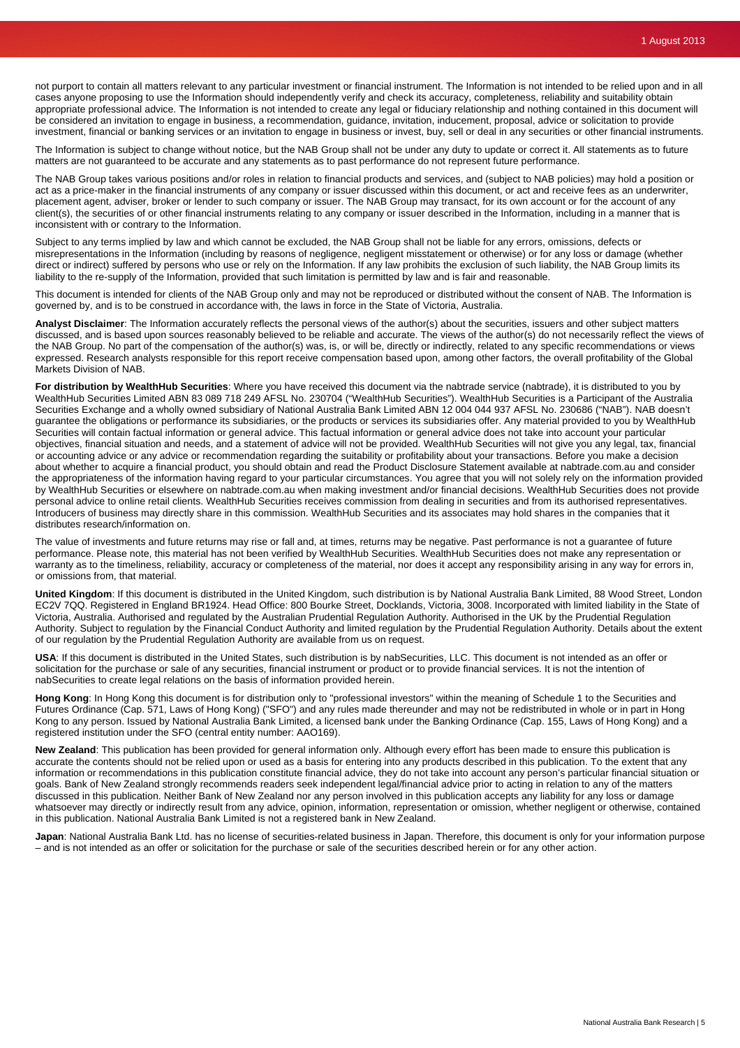not purport to contain all matters relevant to any particular investment or financial instrument. The Information is not intended to be relied upon and in all cases anyone proposing to use the Information should independently verify and check its accuracy, completeness, reliability and suitability obtain appropriate professional advice. The Information is not intended to create any legal or fiduciary relationship and nothing contained in this document will be considered an invitation to engage in business, a recommendation, guidance, invitation, inducement, proposal, advice or solicitation to provide investment, financial or banking services or an invitation to engage in business or invest, buy, sell or deal in any securities or other financial instruments.

The Information is subject to change without notice, but the NAB Group shall not be under any duty to update or correct it. All statements as to future matters are not guaranteed to be accurate and any statements as to past performance do not represent future performance.

The NAB Group takes various positions and/or roles in relation to financial products and services, and (subject to NAB policies) may hold a position or act as a price-maker in the financial instruments of any company or issuer discussed within this document, or act and receive fees as an underwriter, placement agent, adviser, broker or lender to such company or issuer. The NAB Group may transact, for its own account or for the account of any client(s), the securities of or other financial instruments relating to any company or issuer described in the Information, including in a manner that is inconsistent with or contrary to the Information.

Subject to any terms implied by law and which cannot be excluded, the NAB Group shall not be liable for any errors, omissions, defects or misrepresentations in the Information (including by reasons of negligence, negligent misstatement or otherwise) or for any loss or damage (whether direct or indirect) suffered by persons who use or rely on the Information. If any law prohibits the exclusion of such liability, the NAB Group limits its liability to the re-supply of the Information, provided that such limitation is permitted by law and is fair and reasonable.

This document is intended for clients of the NAB Group only and may not be reproduced or distributed without the consent of NAB. The Information is governed by, and is to be construed in accordance with, the laws in force in the State of Victoria, Australia.

**Analyst Disclaimer**: The Information accurately reflects the personal views of the author(s) about the securities, issuers and other subject matters discussed, and is based upon sources reasonably believed to be reliable and accurate. The views of the author(s) do not necessarily reflect the views of the NAB Group. No part of the compensation of the author(s) was, is, or will be, directly or indirectly, related to any specific recommendations or views expressed. Research analysts responsible for this report receive compensation based upon, among other factors, the overall profitability of the Global Markets Division of NAB.

**For distribution by WealthHub Securities**: Where you have received this document via the nabtrade service (nabtrade), it is distributed to you by WealthHub Securities Limited ABN 83 089 718 249 AFSL No. 230704 ("WealthHub Securities"). WealthHub Securities is a Participant of the Australia Securities Exchange and a wholly owned subsidiary of National Australia Bank Limited ABN 12 004 044 937 AFSL No. 230686 ("NAB"). NAB doesn't guarantee the obligations or performance its subsidiaries, or the products or services its subsidiaries offer. Any material provided to you by WealthHub Securities will contain factual information or general advice. This factual information or general advice does not take into account your particular objectives, financial situation and needs, and a statement of advice will not be provided. WealthHub Securities will not give you any legal, tax, financial or accounting advice or any advice or recommendation regarding the suitability or profitability about your transactions. Before you make a decision about whether to acquire a financial product, you should obtain and read the Product Disclosure Statement available at nabtrade.com.au and consider the appropriateness of the information having regard to your particular circumstances. You agree that you will not solely rely on the information provided by WealthHub Securities or elsewhere on nabtrade.com.au when making investment and/or financial decisions. WealthHub Securities does not provide personal advice to online retail clients. WealthHub Securities receives commission from dealing in securities and from its authorised representatives. Introducers of business may directly share in this commission. WealthHub Securities and its associates may hold shares in the companies that it distributes research/information on.

The value of investments and future returns may rise or fall and, at times, returns may be negative. Past performance is not a guarantee of future performance. Please note, this material has not been verified by WealthHub Securities. WealthHub Securities does not make any representation or warranty as to the timeliness, reliability, accuracy or completeness of the material, nor does it accept any responsibility arising in any way for errors in, or omissions from, that material.

**United Kingdom**: If this document is distributed in the United Kingdom, such distribution is by National Australia Bank Limited, 88 Wood Street, London EC2V 7QQ. Registered in England BR1924. Head Office: 800 Bourke Street, Docklands, Victoria, 3008. Incorporated with limited liability in the State of Victoria, Australia. Authorised and regulated by the Australian Prudential Regulation Authority. Authorised in the UK by the Prudential Regulation Authority. Subject to regulation by the Financial Conduct Authority and limited regulation by the Prudential Regulation Authority. Details about the extent of our regulation by the Prudential Regulation Authority are available from us on request.

**USA**: If this document is distributed in the United States, such distribution is by nabSecurities, LLC. This document is not intended as an offer or solicitation for the purchase or sale of any securities, financial instrument or product or to provide financial services. It is not the intention of nabSecurities to create legal relations on the basis of information provided herein.

**Hong Kong**: In Hong Kong this document is for distribution only to "professional investors" within the meaning of Schedule 1 to the Securities and Futures Ordinance (Cap. 571, Laws of Hong Kong) ("SFO") and any rules made thereunder and may not be redistributed in whole or in part in Hong Kong to any person. Issued by National Australia Bank Limited, a licensed bank under the Banking Ordinance (Cap. 155, Laws of Hong Kong) and a registered institution under the SFO (central entity number: AAO169).

**New Zealand**: This publication has been provided for general information only. Although every effort has been made to ensure this publication is accurate the contents should not be relied upon or used as a basis for entering into any products described in this publication. To the extent that any information or recommendations in this publication constitute financial advice, they do not take into account any person's particular financial situation or goals. Bank of New Zealand strongly recommends readers seek independent legal/financial advice prior to acting in relation to any of the matters discussed in this publication. Neither Bank of New Zealand nor any person involved in this publication accepts any liability for any loss or damage whatsoever may directly or indirectly result from any advice, opinion, information, representation or omission, whether negligent or otherwise, contained in this publication. National Australia Bank Limited is not a registered bank in New Zealand.

**Japan**: National Australia Bank Ltd. has no license of securities-related business in Japan. Therefore, this document is only for your information purpose – and is not intended as an offer or solicitation for the purchase or sale of the securities described herein or for any other action.